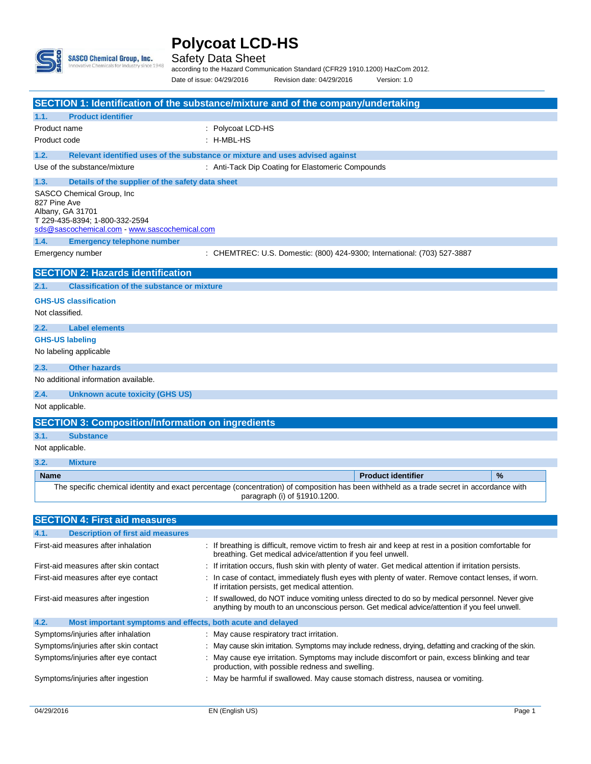# Polycoat LCD-HS

Safety Data Sheet

according to the Hazard Communication Standard (CFR29 1910.1200) HazCom 2012.

Date of issue: 04/29/2016 Revision date: 04/29/2016 Version: 1.0

## SECTION 1: Identification of the substance/mixture and of the company/undertaking

### 1.1. Product identifier

Product name : Polycoat LCD-HS

Product code : H-MBL-HS

### 1.2. Relevant identified uses of the substance or mixture and uses advised against

Use of the substance/mixture : Anti-Tack Dip Coating for Elastomeric Compounds

### 1.3. Details of the supplier of the safety data sheet

SASCO Chemical Group, Inc
827 Pine Ave
Albany, GA 31701
T 229-435-8394; 1-800-332-2594
sds@sascochemical.com - www.sascochemical.com

### 1.4. Emergency telephone number

Emergency number : CHEMTREC: U.S. Domestic: (800) 424-9300; International: (703) 527-3887

## SECTION 2: Hazards identification

### 2.1. Classification of the substance or mixture

**GHS-US classification**

Not classified.

### 2.2. Label elements

**GHS-US labeling**

No labeling applicable

### 2.3. Other hazards

No additional information available.

### 2.4. Unknown acute toxicity (GHS US)

Not applicable.

## SECTION 3: Composition/Information on ingredients

### 3.1. Substance

Not applicable.

### 3.2. Mixture

| Name | Product identifier | % |
|---|---|---|
| The specific chemical identity and exact percentage (concentration) of composition has been withheld as a trade secret in accordance with paragraph (i) of §1910.1200. | | |

## SECTION 4: First aid measures

### 4.1. Description of first aid measures

First-aid measures after inhalation : If breathing is difficult, remove victim to fresh air and keep at rest in a position comfortable for breathing. Get medical advice/attention if you feel unwell.

First-aid measures after skin contact : If irritation occurs, flush skin with plenty of water. Get medical attention if irritation persists.

First-aid measures after eye contact : In case of contact, immediately flush eyes with plenty of water. Remove contact lenses, if worn. If irritation persists, get medical attention.

First-aid measures after ingestion : If swallowed, do NOT induce vomiting unless directed to do so by medical personnel. Never give anything by mouth to an unconscious person. Get medical advice/attention if you feel unwell.

### 4.2. Most important symptoms and effects, both acute and delayed

Symptoms/injuries after inhalation : May cause respiratory tract irritation.

Symptoms/injuries after skin contact : May cause skin irritation. Symptoms may include redness, drying, defatting and cracking of the skin.

Symptoms/injuries after eye contact : May cause eye irritation. Symptoms may include discomfort or pain, excess blinking and tear production, with possible redness and swelling.

Symptoms/injuries after ingestion : May be harmful if swallowed. May cause stomach distress, nausea or vomiting.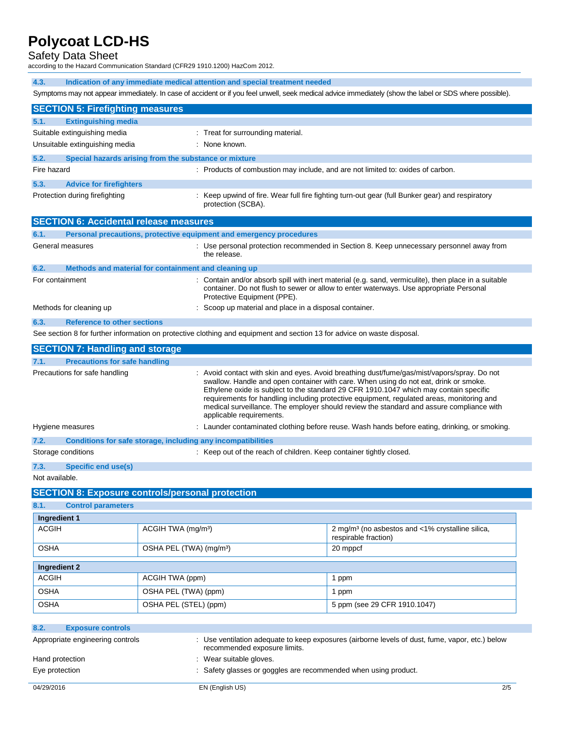### 4.3. Indication of any immediate medical attention and special treatment needed

Symptoms may not appear immediately. In case of accident or if you feel unwell, seek medical advice immediately (show the label or SDS where possible).

## SECTION 5: Firefighting measures

### 5.1. Extinguishing media

Suitable extinguishing media : Treat for surrounding material.

Unsuitable extinguishing media : None known.

### 5.2. Special hazards arising from the substance or mixture

Fire hazard : Products of combustion may include, and are not limited to: oxides of carbon.

### 5.3. Advice for firefighters

Protection during firefighting : Keep upwind of fire. Wear full fire fighting turn-out gear (full Bunker gear) and respiratory protection (SCBA).

## SECTION 6: Accidental release measures

### 6.1. Personal precautions, protective equipment and emergency procedures

General measures : Use personal protection recommended in Section 8. Keep unnecessary personnel away from the release.

### 6.2. Methods and material for containment and cleaning up

For containment : Contain and/or absorb spill with inert material (e.g. sand, vermiculite), then place in a suitable container. Do not flush to sewer or allow to enter waterways. Use appropriate Personal Protective Equipment (PPE).

Methods for cleaning up : Scoop up material and place in a disposal container.

### 6.3. Reference to other sections

See section 8 for further information on protective clothing and equipment and section 13 for advice on waste disposal.

## SECTION 7: Handling and storage

### 7.1. Precautions for safe handling

Precautions for safe handling : Avoid contact with skin and eyes. Avoid breathing dust/fume/gas/mist/vapors/spray. Do not swallow. Handle and open container with care. When using do not eat, drink or smoke. Ethylene oxide is subject to the standard 29 CFR 1910.1047 which may contain specific requirements for handling including protective equipment, regulated areas, monitoring and medical surveillance. The employer should review the standard and assure compliance with applicable requirements.

Hygiene measures : Launder contaminated clothing before reuse. Wash hands before eating, drinking, or smoking.

### 7.2. Conditions for safe storage, including any incompatibilities

Storage conditions : Keep out of the reach of children. Keep container tightly closed.

### 7.3. Specific end use(s)

Not available.

## SECTION 8: Exposure controls/personal protection

### 8.1. Control parameters

| Ingredient 1 | | |
|---|---|---|
| ACGIH | ACGIH TWA (mg/m³) | 2 mg/m³ (no asbestos and <1% crystalline silica, respirable fraction) |
| OSHA | OSHA PEL (TWA) (mg/m³) | 20 mppcf |

| Ingredient 2 | | |
|---|---|---|
| ACGIH | ACGIH TWA (ppm) | 1 ppm |
| OSHA | OSHA PEL (TWA) (ppm) | 1 ppm |
| OSHA | OSHA PEL (STEL) (ppm) | 5 ppm (see 29 CFR 1910.1047) |

### 8.2. Exposure controls

Appropriate engineering controls : Use ventilation adequate to keep exposures (airborne levels of dust, fume, vapor, etc.) below recommended exposure limits.

Hand protection : Wear suitable gloves.

Eye protection : Safety glasses or goggles are recommended when using product.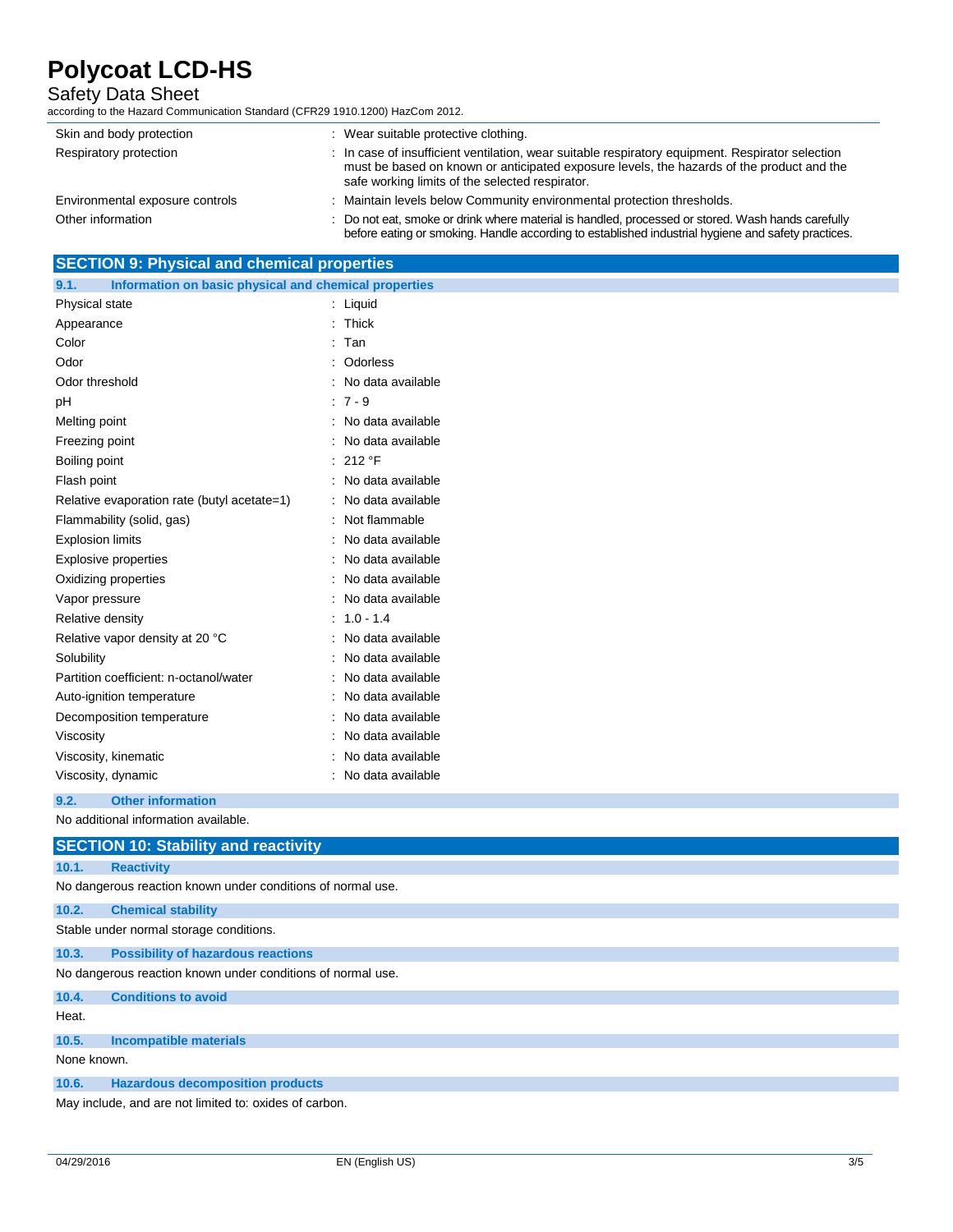| | |
|---|---|
| Skin and body protection | : Wear suitable protective clothing. |
| Respiratory protection | : In case of insufficient ventilation, wear suitable respiratory equipment. Respirator selection must be based on known or anticipated exposure levels, the hazards of the product and the safe working limits of the selected respirator. |
| Environmental exposure controls | : Maintain levels below Community environmental protection thresholds. |
| Other information | : Do not eat, smoke or drink where material is handled, processed or stored. Wash hands carefully before eating or smoking. Handle according to established industrial hygiene and safety practices. |

## SECTION 9: Physical and chemical properties

### 9.1. Information on basic physical and chemical properties

| | |
|---|---|
| Physical state | : Liquid |
| Appearance | : Thick |
| Color | : Tan |
| Odor | : Odorless |
| Odor threshold | : No data available |
| pH | : 7 - 9 |
| Melting point | : No data available |
| Freezing point | : No data available |
| Boiling point | : 212 °F |
| Flash point | : No data available |
| Relative evaporation rate (butyl acetate=1) | : No data available |
| Flammability (solid, gas) | : Not flammable |
| Explosion limits | : No data available |
| Explosive properties | : No data available |
| Oxidizing properties | : No data available |
| Vapor pressure | : No data available |
| Relative density | : 1.0 - 1.4 |
| Relative vapor density at 20 °C | : No data available |
| Solubility | : No data available |
| Partition coefficient: n-octanol/water | : No data available |
| Auto-ignition temperature | : No data available |
| Decomposition temperature | : No data available |
| Viscosity | : No data available |
| Viscosity, kinematic | : No data available |
| Viscosity, dynamic | : No data available |

### 9.2. Other information

No additional information available.

## SECTION 10: Stability and reactivity

### 10.1. Reactivity

No dangerous reaction known under conditions of normal use.

### 10.2. Chemical stability

Stable under normal storage conditions.

### 10.3. Possibility of hazardous reactions

No dangerous reaction known under conditions of normal use.

### 10.4. Conditions to avoid

Heat.

### 10.5. Incompatible materials

None known.

### 10.6. Hazardous decomposition products

May include, and are not limited to: oxides of carbon.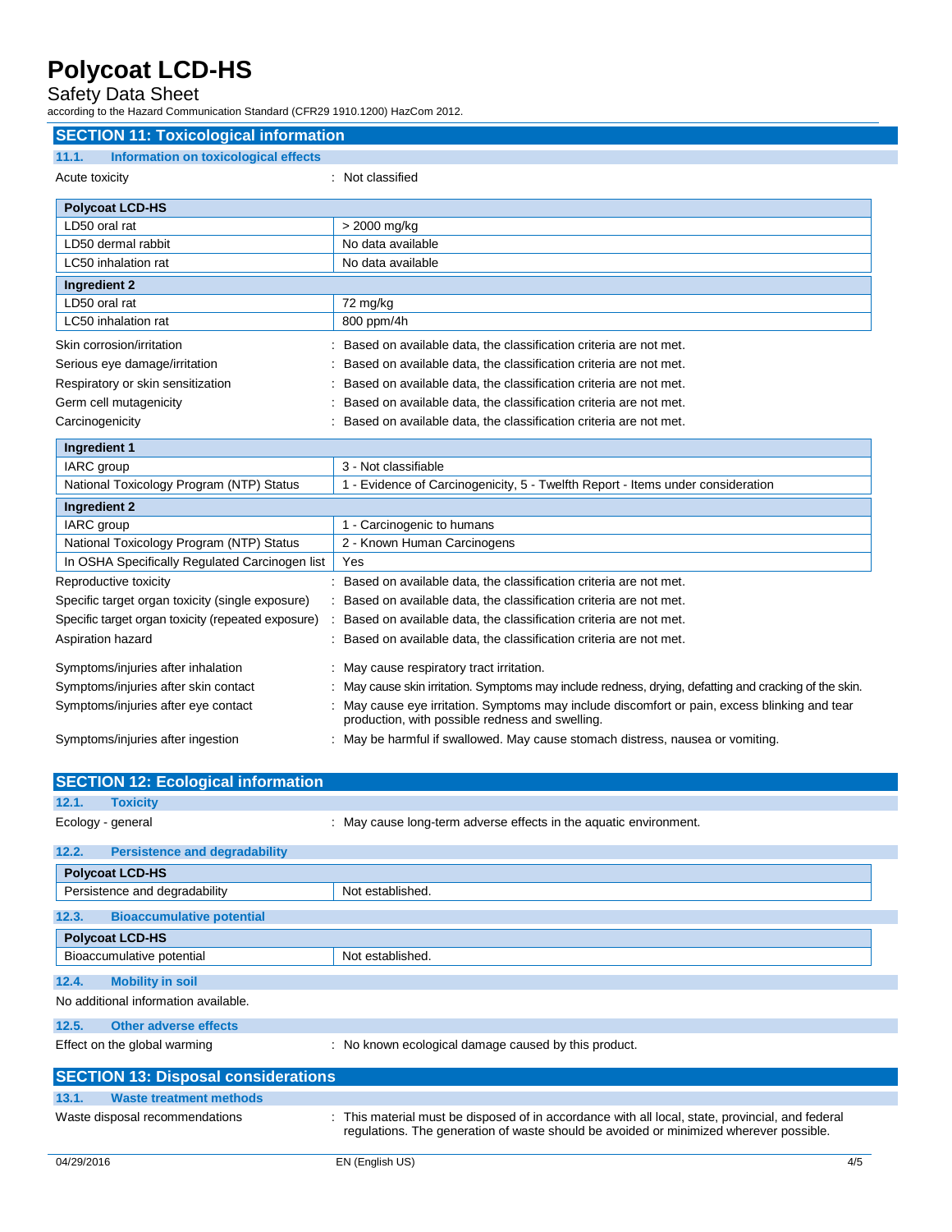## SECTION 11: Toxicological information

### 11.1. Information on toxicological effects

Acute toxicity : Not classified

| Polycoat LCD-HS | |
|---|---|
| LD50 oral rat | > 2000 mg/kg |
| LD50 dermal rabbit | No data available |
| LC50 inhalation rat | No data available |
| **Ingredient 2** | |
| LD50 oral rat | 72 mg/kg |
| LC50 inhalation rat | 800 ppm/4h |

Skin corrosion/irritation : Based on available data, the classification criteria are not met.

Serious eye damage/irritation : Based on available data, the classification criteria are not met.

Respiratory or skin sensitization : Based on available data, the classification criteria are not met.

Germ cell mutagenicity : Based on available data, the classification criteria are not met.

Carcinogenicity : Based on available data, the classification criteria are not met.

| Ingredient 1 | |
|---|---|
| IARC group | 3 - Not classifiable |
| National Toxicology Program (NTP) Status | 1 - Evidence of Carcinogenicity, 5 - Twelfth Report - Items under consideration |
| **Ingredient 2** | |
| IARC group | 1 - Carcinogenic to humans |
| National Toxicology Program (NTP) Status | 2 - Known Human Carcinogens |
| In OSHA Specifically Regulated Carcinogen list | Yes |

Reproductive toxicity : Based on available data, the classification criteria are not met.

Specific target organ toxicity (single exposure) : Based on available data, the classification criteria are not met.

Specific target organ toxicity (repeated exposure) : Based on available data, the classification criteria are not met.

Aspiration hazard : Based on available data, the classification criteria are not met.

Symptoms/injuries after inhalation : May cause respiratory tract irritation.

Symptoms/injuries after skin contact : May cause skin irritation. Symptoms may include redness, drying, defatting and cracking of the skin.

Symptoms/injuries after eye contact : May cause eye irritation. Symptoms may include discomfort or pain, excess blinking and tear production, with possible redness and swelling.

Symptoms/injuries after ingestion : May be harmful if swallowed. May cause stomach distress, nausea or vomiting.

## SECTION 12: Ecological information

### 12.1. Toxicity

Ecology - general : May cause long-term adverse effects in the aquatic environment.

### 12.2. Persistence and degradability

| Polycoat LCD-HS | |
|---|---|
| Persistence and degradability | Not established. |

### 12.3. Bioaccumulative potential

| Polycoat LCD-HS | |
|---|---|
| Bioaccumulative potential | Not established. |

### 12.4. Mobility in soil

No additional information available.

### 12.5. Other adverse effects

Effect on the global warming : No known ecological damage caused by this product.

## SECTION 13: Disposal considerations

### 13.1. Waste treatment methods

Waste disposal recommendations : This material must be disposed of in accordance with all local, state, provincial, and federal regulations. The generation of waste should be avoided or minimized wherever possible.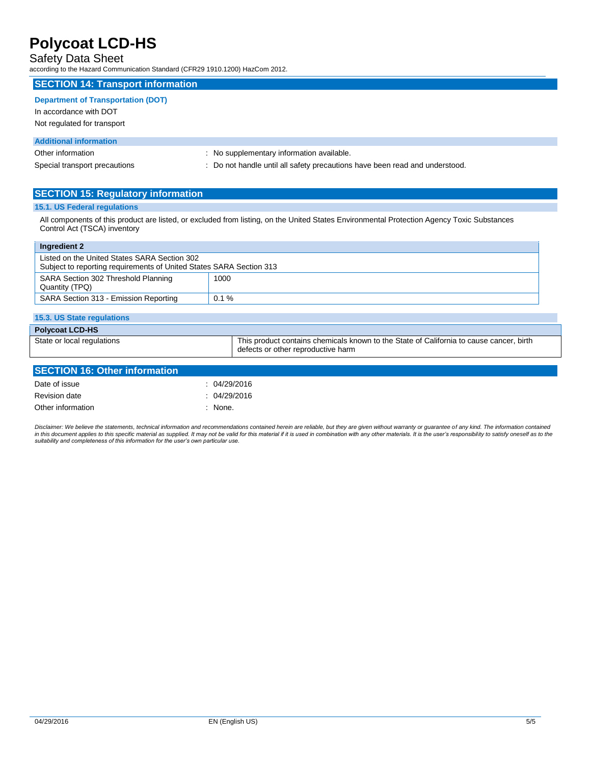## SECTION 14: Transport information

**Department of Transportation (DOT)**

In accordance with DOT

Not regulated for transport

**Additional information**

| | |
|---|---|
| Other information | : No supplementary information available. |
| Special transport precautions | : Do not handle until all safety precautions have been read and understood. |

## SECTION 15: Regulatory information

### 15.1. US Federal regulations

All components of this product are listed, or excluded from listing, on the United States Environmental Protection Agency Toxic Substances Control Act (TSCA) inventory

| **Ingredient 2** | |
|---|---|
| Listed on the United States SARA Section 302<br>Subject to reporting requirements of United States SARA Section 313 | |
| SARA Section 302 Threshold Planning Quantity (TPQ) | 1000 |
| SARA Section 313 - Emission Reporting | 0.1 % |

### 15.3. US State regulations

| **Polycoat LCD-HS** | |
|---|---|
| State or local regulations | This product contains chemicals known to the State of California to cause cancer, birth defects or other reproductive harm |

## SECTION 16: Other information

| | |
|---|---|
| Date of issue | : 04/29/2016 |
| Revision date | : 04/29/2016 |
| Other information | : None. |

*Disclaimer: We believe the statements, technical information and recommendations contained herein are reliable, but they are given without warranty or guarantee of any kind. The information contained in this document applies to this specific material as supplied. It may not be valid for this material if it is used in combination with any other materials. It is the user's responsibility to satisfy oneself as to the suitability and completeness of this information for the user's own particular use.*